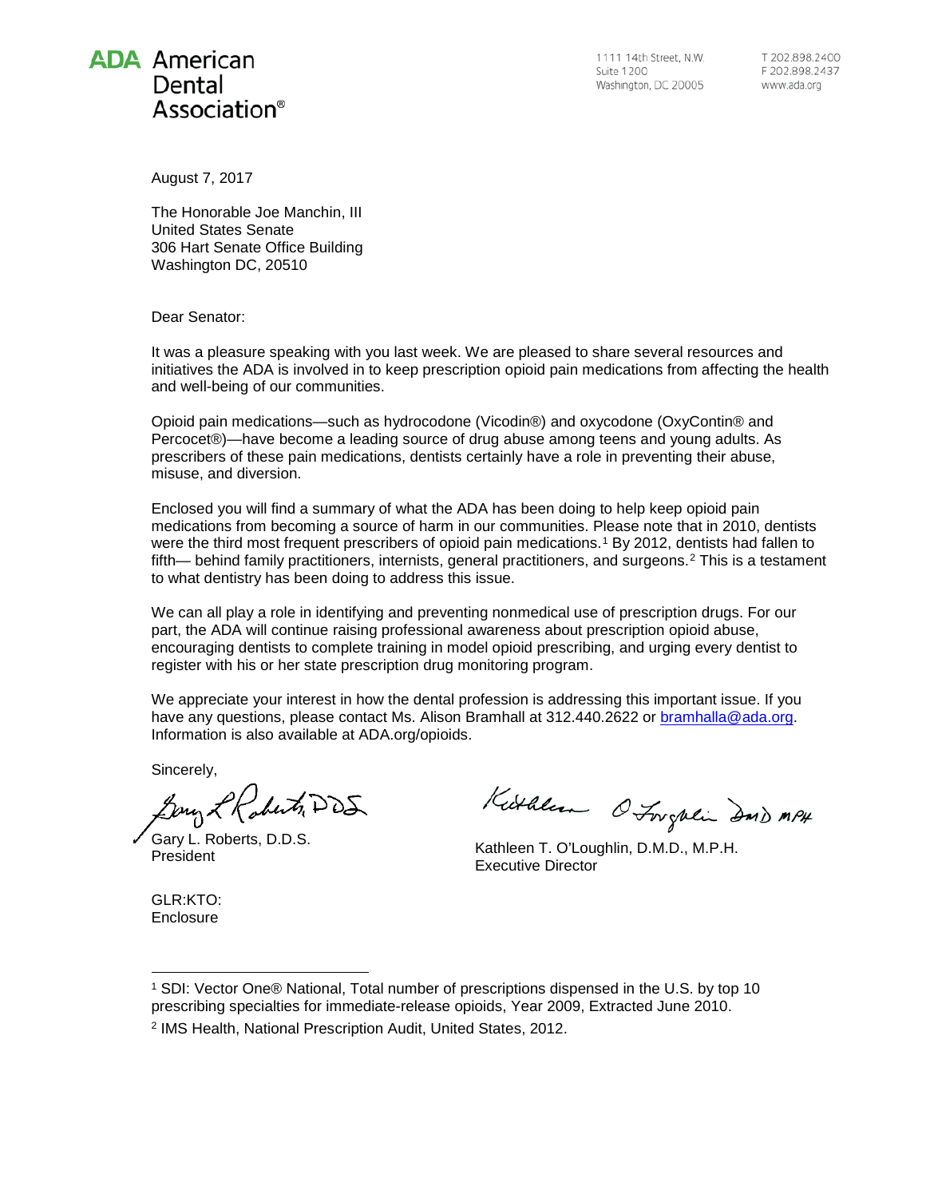**ADA American Dental Association®**

1111 14th Street, N.W.
Suite 1200
Washington, DC 20005

T 202.898.2400
F 202.898.2437
www.ada.org

August 7, 2017

The Honorable Joe Manchin, III
United States Senate
306 Hart Senate Office Building
Washington DC, 20510

Dear Senator:

It was a pleasure speaking with you last week. We are pleased to share several resources and initiatives the ADA is involved in to keep prescription opioid pain medications from affecting the health and well-being of our communities.

Opioid pain medications—such as hydrocodone (Vicodin®) and oxycodone (OxyContin® and Percocet®)—have become a leading source of drug abuse among teens and young adults. As prescribers of these pain medications, dentists certainly have a role in preventing their abuse, misuse, and diversion.

Enclosed you will find a summary of what the ADA has been doing to help keep opioid pain medications from becoming a source of harm in our communities. Please note that in 2010, dentists were the third most frequent prescribers of opioid pain medications.[1] By 2012, dentists had fallen to fifth— behind family practitioners, internists, general practitioners, and surgeons.[2] This is a testament to what dentistry has been doing to address this issue.

We can all play a role in identifying and preventing nonmedical use of prescription drugs. For our part, the ADA will continue raising professional awareness about prescription opioid abuse, encouraging dentists to complete training in model opioid prescribing, and urging every dentist to register with his or her state prescription drug monitoring program.

We appreciate your interest in how the dental profession is addressing this important issue. If you have any questions, please contact Ms. Alison Bramhall at 312.440.2622 or bramhalla@ada.org. Information is also available at ADA.org/opioids.

Sincerely,

Gary L. Roberts, D.D.S.
President

Kathleen T. O'Loughlin, D.M.D., M.P.H.
Executive Director

GLR:KTO:
Enclosure

---

[1] SDI: Vector One® National, Total number of prescriptions dispensed in the U.S. by top 10 prescribing specialties for immediate-release opioids, Year 2009, Extracted June 2010.

[2] IMS Health, National Prescription Audit, United States, 2012.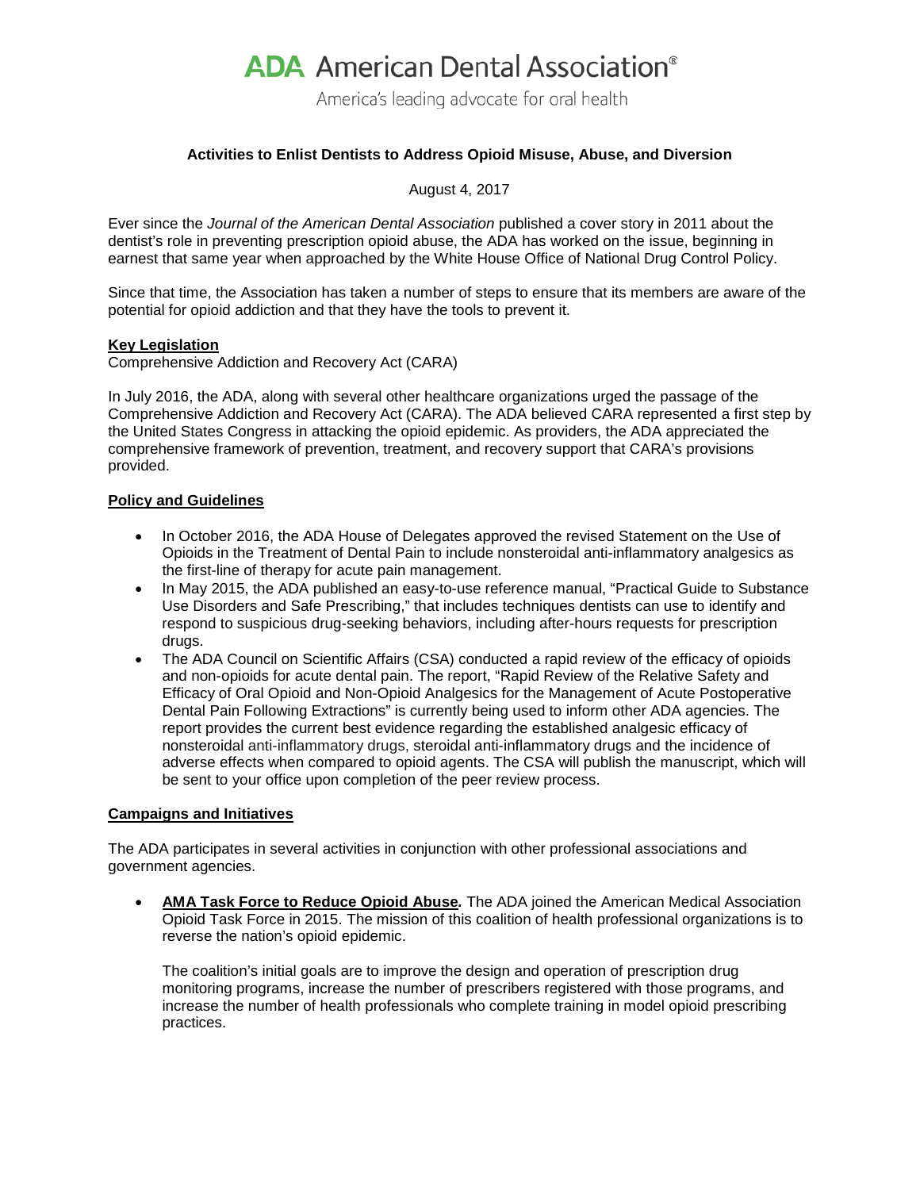# ADA American Dental Association®

America's leading advocate for oral health

**Activities to Enlist Dentists to Address Opioid Misuse, Abuse, and Diversion**

August 4, 2017

Ever since the *Journal of the American Dental Association* published a cover story in 2011 about the dentist's role in preventing prescription opioid abuse, the ADA has worked on the issue, beginning in earnest that same year when approached by the White House Office of National Drug Control Policy.

Since that time, the Association has taken a number of steps to ensure that its members are aware of the potential for opioid addiction and that they have the tools to prevent it.

## Key Legislation

Comprehensive Addiction and Recovery Act (CARA)

In July 2016, the ADA, along with several other healthcare organizations urged the passage of the Comprehensive Addiction and Recovery Act (CARA). The ADA believed CARA represented a first step by the United States Congress in attacking the opioid epidemic. As providers, the ADA appreciated the comprehensive framework of prevention, treatment, and recovery support that CARA's provisions provided.

## Policy and Guidelines

- In October 2016, the ADA House of Delegates approved the revised Statement on the Use of Opioids in the Treatment of Dental Pain to include nonsteroidal anti-inflammatory analgesics as the first-line of therapy for acute pain management.
- In May 2015, the ADA published an easy-to-use reference manual, "Practical Guide to Substance Use Disorders and Safe Prescribing," that includes techniques dentists can use to identify and respond to suspicious drug-seeking behaviors, including after-hours requests for prescription drugs.
- The ADA Council on Scientific Affairs (CSA) conducted a rapid review of the efficacy of opioids and non-opioids for acute dental pain. The report, "Rapid Review of the Relative Safety and Efficacy of Oral Opioid and Non-Opioid Analgesics for the Management of Acute Postoperative Dental Pain Following Extractions" is currently being used to inform other ADA agencies. The report provides the current best evidence regarding the established analgesic efficacy of nonsteroidal anti-inflammatory drugs, steroidal anti-inflammatory drugs and the incidence of adverse effects when compared to opioid agents. The CSA will publish the manuscript, which will be sent to your office upon completion of the peer review process.

## Campaigns and Initiatives

The ADA participates in several activities in conjunction with other professional associations and government agencies.

- ***AMA Task Force to Reduce Opioid Abuse.*** The ADA joined the American Medical Association Opioid Task Force in 2015. The mission of this coalition of health professional organizations is to reverse the nation's opioid epidemic.

  The coalition's initial goals are to improve the design and operation of prescription drug monitoring programs, increase the number of prescribers registered with those programs, and increase the number of health professionals who complete training in model opioid prescribing practices.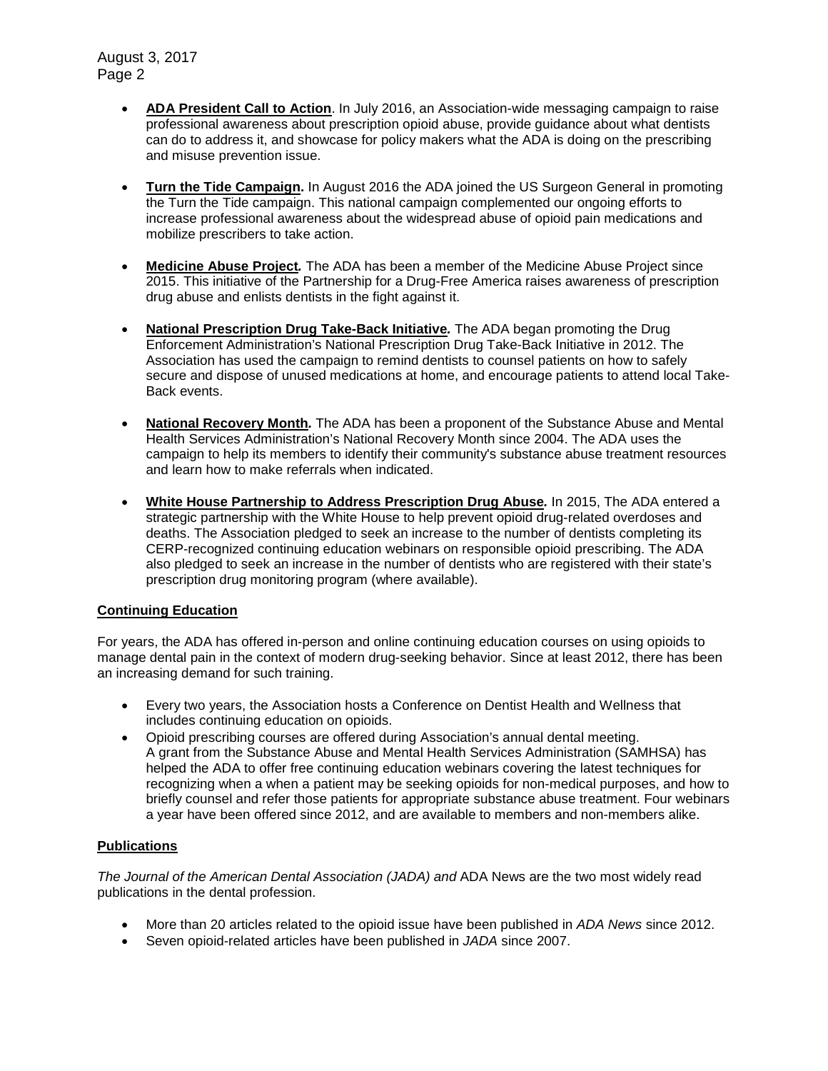- **ADA President Call to Action**. In July 2016, an Association-wide messaging campaign to raise professional awareness about prescription opioid abuse, provide guidance about what dentists can do to address it, and showcase for policy makers what the ADA is doing on the prescribing and misuse prevention issue.

- **Turn the Tide Campaign.** In August 2016 the ADA joined the US Surgeon General in promoting the Turn the Tide campaign. This national campaign complemented our ongoing efforts to increase professional awareness about the widespread abuse of opioid pain medications and mobilize prescribers to take action.

- **Medicine Abuse Project***.* The ADA has been a member of the Medicine Abuse Project since 2015. This initiative of the Partnership for a Drug-Free America raises awareness of prescription drug abuse and enlists dentists in the fight against it.

- **National Prescription Drug Take-Back Initiative***.* The ADA began promoting the Drug Enforcement Administration's National Prescription Drug Take-Back Initiative in 2012. The Association has used the campaign to remind dentists to counsel patients on how to safely secure and dispose of unused medications at home, and encourage patients to attend local Take-Back events.

- **National Recovery Month***.* The ADA has been a proponent of the Substance Abuse and Mental Health Services Administration's National Recovery Month since 2004. The ADA uses the campaign to help its members to identify their community's substance abuse treatment resources and learn how to make referrals when indicated.

- **White House Partnership to Address Prescription Drug Abuse***.* In 2015, The ADA entered a strategic partnership with the White House to help prevent opioid drug-related overdoses and deaths. The Association pledged to seek an increase to the number of dentists completing its CERP-recognized continuing education webinars on responsible opioid prescribing. The ADA also pledged to seek an increase in the number of dentists who are registered with their state's prescription drug monitoring program (where available).

**Continuing Education**

For years, the ADA has offered in-person and online continuing education courses on using opioids to manage dental pain in the context of modern drug-seeking behavior. Since at least 2012, there has been an increasing demand for such training.

- Every two years, the Association hosts a Conference on Dentist Health and Wellness that includes continuing education on opioids.
- Opioid prescribing courses are offered during Association's annual dental meeting. A grant from the Substance Abuse and Mental Health Services Administration (SAMHSA) has helped the ADA to offer free continuing education webinars covering the latest techniques for recognizing when a when a patient may be seeking opioids for non-medical purposes, and how to briefly counsel and refer those patients for appropriate substance abuse treatment. Four webinars a year have been offered since 2012, and are available to members and non-members alike.

**Publications**

*The Journal of the American Dental Association (JADA) and* ADA News are the two most widely read publications in the dental profession.

- More than 20 articles related to the opioid issue have been published in *ADA News* since 2012.
- Seven opioid-related articles have been published in *JADA* since 2007.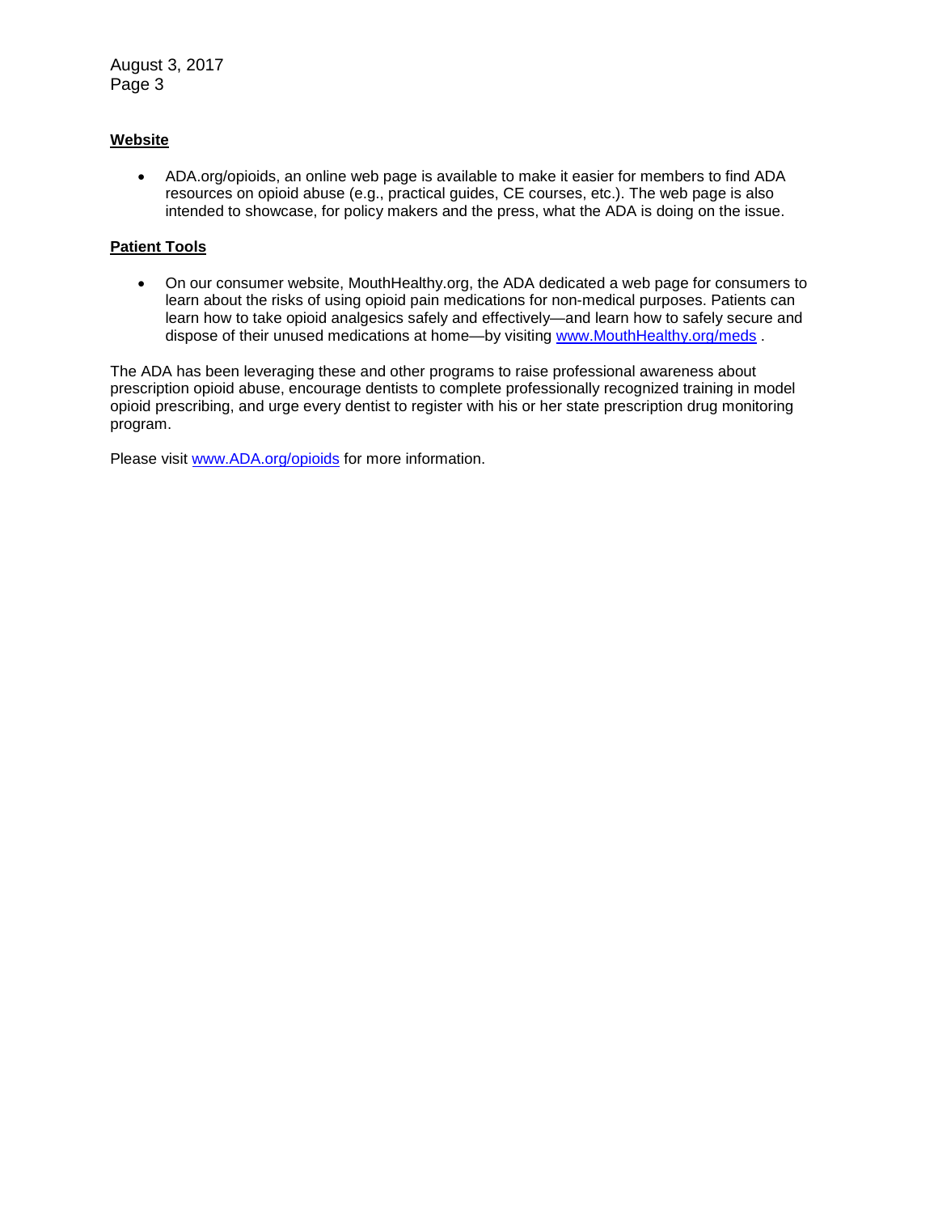**Website**

- ADA.org/opioids, an online web page is available to make it easier for members to find ADA resources on opioid abuse (e.g., practical guides, CE courses, etc.). The web page is also intended to showcase, for policy makers and the press, what the ADA is doing on the issue.

**Patient Tools**

- On our consumer website, MouthHealthy.org, the ADA dedicated a web page for consumers to learn about the risks of using opioid pain medications for non-medical purposes. Patients can learn how to take opioid analgesics safely and effectively—and learn how to safely secure and dispose of their unused medications at home—by visiting www.MouthHealthy.org/meds .

The ADA has been leveraging these and other programs to raise professional awareness about prescription opioid abuse, encourage dentists to complete professionally recognized training in model opioid prescribing, and urge every dentist to register with his or her state prescription drug monitoring program.

Please visit www.ADA.org/opioids for more information.